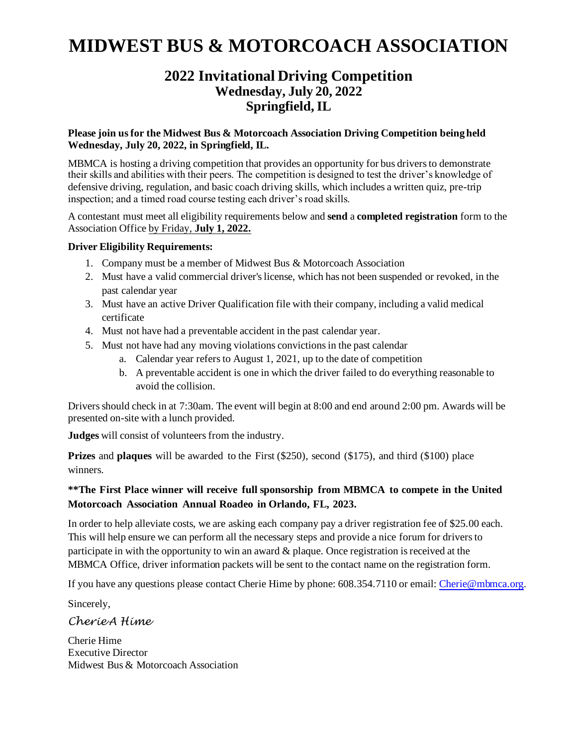# MIDWEST BUS & MOTORCOACH ASSOCIATION

## 2022 Invitational Driving Competition
### Wednesday, July 20, 2022
### Springfield, IL

**Please join us for the Midwest Bus & Motorcoach Association Driving Competition being held Wednesday, July 20, 2022, in Springfield, IL.**

MBMCA is hosting a driving competition that provides an opportunity for bus drivers to demonstrate their skills and abilities with their peers. The competition is designed to test the driver's knowledge of defensive driving, regulation, and basic coach driving skills, which includes a written quiz, pre-trip inspection; and a timed road course testing each driver's road skills.

A contestant must meet all eligibility requirements below and **send** a **completed registration** form to the Association Office by Friday, **July 1, 2022.**

**Driver Eligibility Requirements:**

1. Company must be a member of Midwest Bus & Motorcoach Association
2. Must have a valid commercial driver's license, which has not been suspended or revoked, in the past calendar year
3. Must have an active Driver Qualification file with their company, including a valid medical certificate
4. Must not have had a preventable accident in the past calendar year.
5. Must not have had any moving violations convictions in the past calendar
   a. Calendar year refers to August 1, 2021, up to the date of competition
   b. A preventable accident is one in which the driver failed to do everything reasonable to avoid the collision.

Drivers should check in at 7:30am. The event will begin at 8:00 and end around 2:00 pm. Awards will be presented on-site with a lunch provided.

**Judges** will consist of volunteers from the industry.

**Prizes** and **plaques** will be awarded to the First ($250), second ($175), and third ($100) place winners.

**\*\*The First Place winner will receive full sponsorship from MBMCA to compete in the United Motorcoach Association Annual Roadeo in Orlando, FL, 2023.**

In order to help alleviate costs, we are asking each company pay a driver registration fee of $25.00 each. This will help ensure we can perform all the necessary steps and provide a nice forum for drivers to participate in with the opportunity to win an award & plaque. Once registration is received at the MBMCA Office, driver information packets will be sent to the contact name on the registration form.

If you have any questions please contact Cherie Hime by phone: 608.354.7110 or email: Cherie@mbmca.org.

Sincerely,

*CherieA Hime*

Cherie Hime
Executive Director
Midwest Bus & Motorcoach Association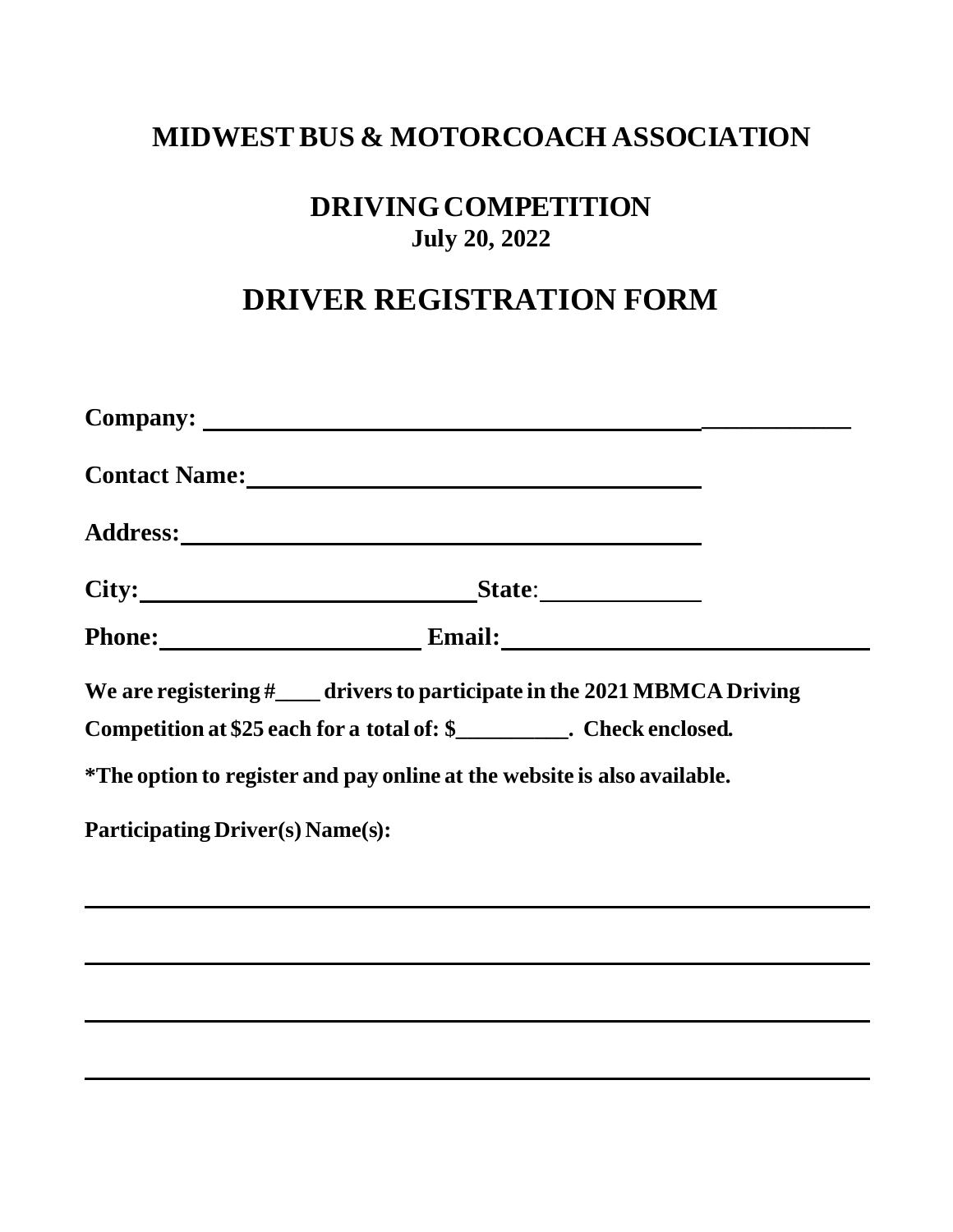# MIDWEST BUS & MOTORCOACH ASSOCIATION

## DRIVING COMPETITION

**July 20, 2022**

## DRIVER REGISTRATION FORM

**Company:** ______________________________________________________

**Contact Name:** ________________________________________

**Address:** ____________________________________________

**City:** ______________________________ **State**: ______________

**Phone:** ________________________ **Email:** ________________________________

**We are registering #____ drivers to participate in the 2021 MBMCA Driving Competition at $25 each for a total of: $__________. Check enclosed.**

**\*The option to register and pay online at the website is also available.**

**Participating Driver(s) Name(s):**

________________________________________________________________________

________________________________________________________________________

________________________________________________________________________

________________________________________________________________________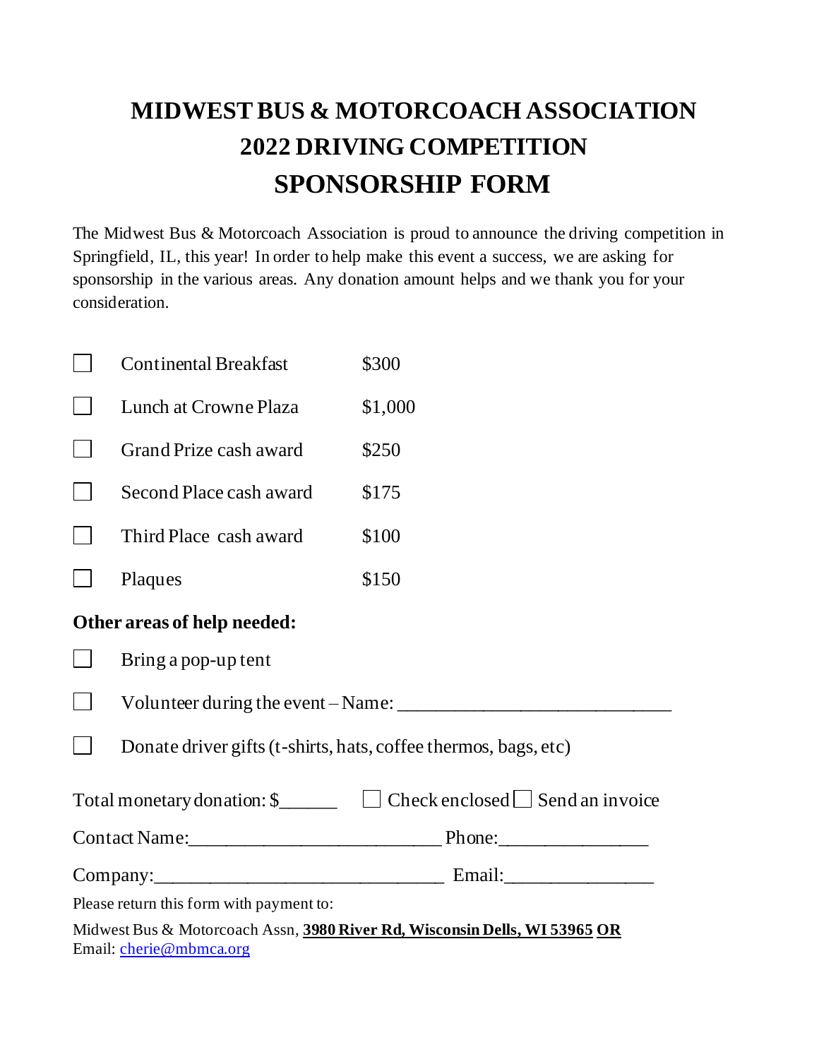# MIDWEST BUS & MOTORCOACH ASSOCIATION
# 2022 DRIVING COMPETITION
# SPONSORSHIP FORM

The Midwest Bus & Motorcoach Association is proud to announce the driving competition in Springfield, IL, this year! In order to help make this event a success, we are asking for sponsorship in the various areas. Any donation amount helps and we thank you for your consideration.

- ☐ Continental Breakfast $300
- ☐ Lunch at Crowne Plaza $1,000
- ☐ Grand Prize cash award $250
- ☐ Second Place cash award $175
- ☐ Third Place cash award $100
- ☐ Plaques $150

**Other areas of help needed:**

- ☐ Bring a pop-up tent
- ☐ Volunteer during the event – Name: ____________________________
- ☐ Donate driver gifts (t-shirts, hats, coffee thermos, bags, etc)

Total monetary donation: $______ ☐ Check enclosed ☐ Send an invoice

Contact Name:_________________________ Phone:_______________

Company:______________________________ Email:_______________

Please return this form with payment to:

Midwest Bus & Motorcoach Assn, **3980 River Rd, Wisconsin Dells, WI 53965** **OR**
Email: cherie@mbmca.org